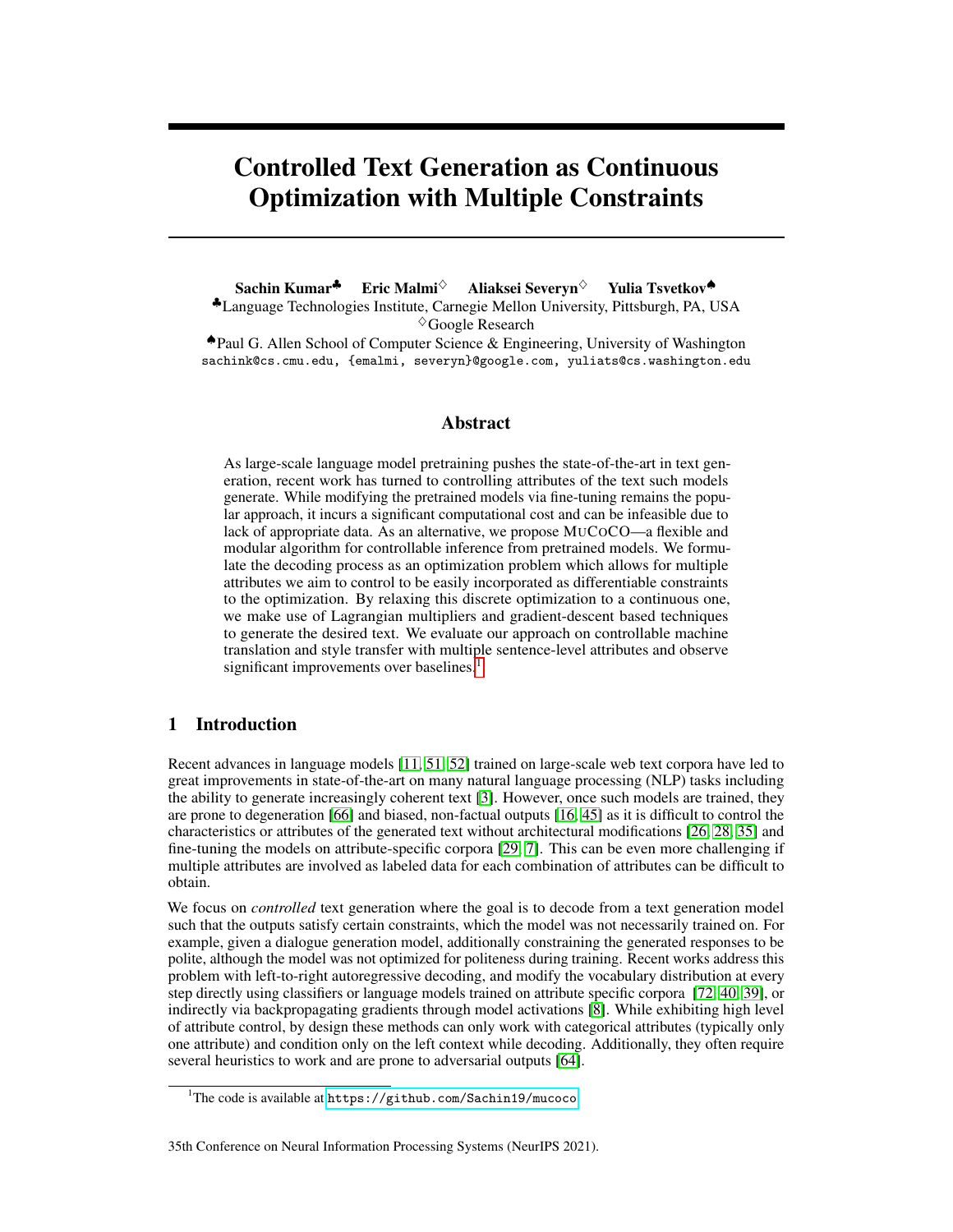# Controlled Text Generation as Continuous Optimization with Multiple Constraints

**Sachin Kumar**[♣] **Eric Malmi**[♢] **Aliaksei Severyn**[♢] **Yulia Tsvetkov**[♠]

[♣]Language Technologies Institute, Carnegie Mellon University, Pittsburgh, PA, USA

[♢]Google Research

[♠]Paul G. Allen School of Computer Science & Engineering, University of Washington

sachink@cs.cmu.edu, {emalmi, severyn}@google.com, yuliats@cs.washington.edu

## Abstract

As large-scale language model pretraining pushes the state-of-the-art in text generation, recent work has turned to controlling attributes of the text such models generate. While modifying the pretrained models via fine-tuning remains the popular approach, it incurs a significant computational cost and can be infeasible due to lack of appropriate data. As an alternative, we propose MuCoCo—a flexible and modular algorithm for controllable inference from pretrained models. We formulate the decoding process as an optimization problem which allows for multiple attributes we aim to control to be easily incorporated as differentiable constraints to the optimization. By relaxing this discrete optimization to a continuous one, we make use of Lagrangian multipliers and gradient-descent based techniques to generate the desired text. We evaluate our approach on controllable machine translation and style transfer with multiple sentence-level attributes and observe significant improvements over baselines.[1]

## 1 Introduction

Recent advances in language models [11, 51, 52] trained on large-scale web text corpora have led to great improvements in state-of-the-art on many natural language processing (NLP) tasks including the ability to generate increasingly coherent text [3]. However, once such models are trained, they are prone to degeneration [66] and biased, non-factual outputs [16, 45] as it is difficult to control the characteristics or attributes of the generated text without architectural modifications [26, 28, 35] and fine-tuning the models on attribute-specific corpora [29, 7]. This can be even more challenging if multiple attributes are involved as labeled data for each combination of attributes can be difficult to obtain.

We focus on *controlled* text generation where the goal is to decode from a text generation model such that the outputs satisfy certain constraints, which the model was not necessarily trained on. For example, given a dialogue generation model, additionally constraining the generated responses to be polite, although the model was not optimized for politeness during training. Recent works address this problem with left-to-right autoregressive decoding, and modify the vocabulary distribution at every step directly using classifiers or language models trained on attribute specific corpora [72, 40, 39], or indirectly via backpropagating gradients through model activations [8]. While exhibiting high level of attribute control, by design these methods can only work with categorical attributes (typically only one attribute) and condition only on the left context while decoding. Additionally, they often require several heuristics to work and are prone to adversarial outputs [64].

[1]The code is available at https://github.com/Sachin19/mucoco

35th Conference on Neural Information Processing Systems (NeurIPS 2021).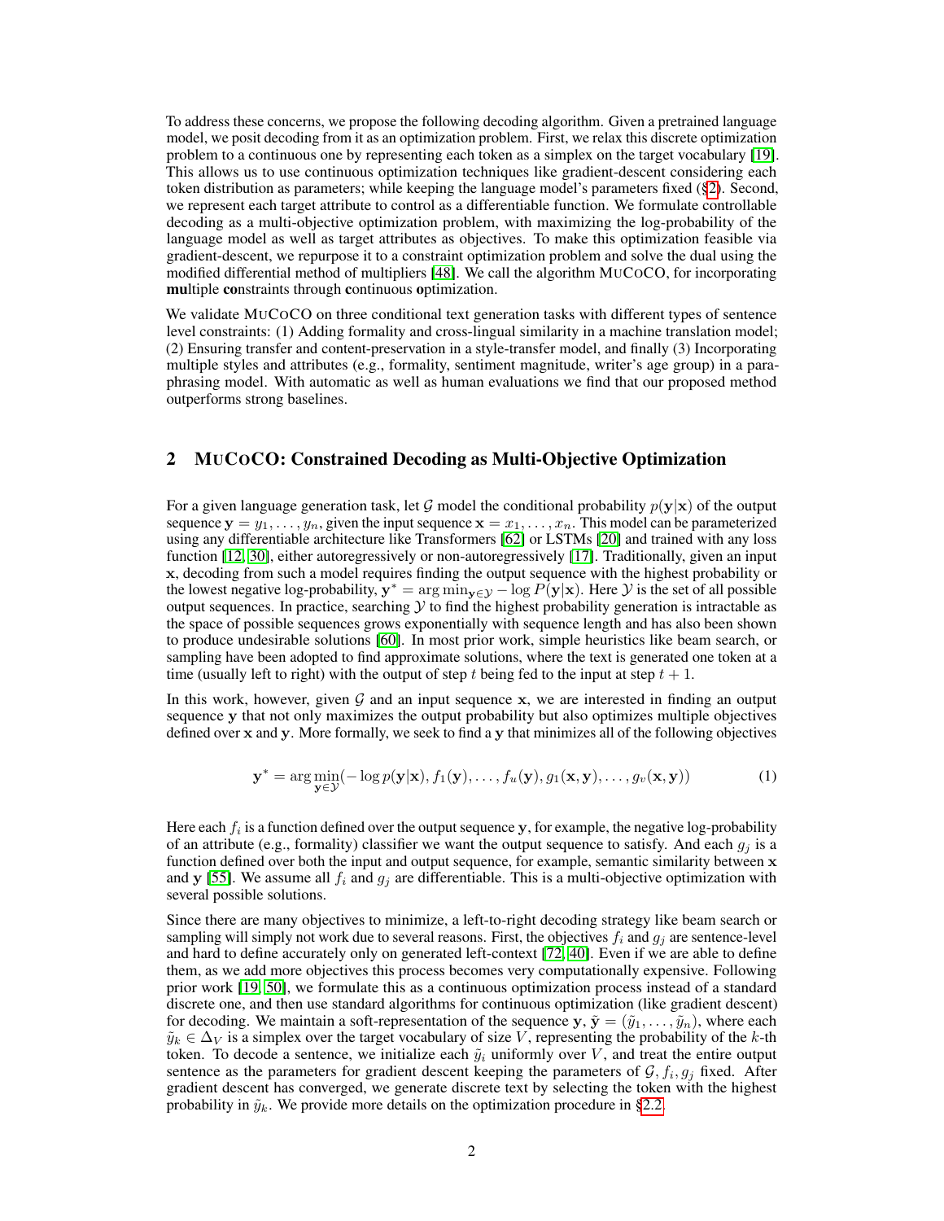To address these concerns, we propose the following decoding algorithm. Given a pretrained language model, we posit decoding from it as an optimization problem. First, we relax this discrete optimization problem to a continuous one by representing each token as a simplex on the target vocabulary [19]. This allows us to use continuous optimization techniques like gradient-descent considering each token distribution as parameters; while keeping the language model's parameters fixed (§2). Second, we represent each target attribute to control as a differentiable function. We formulate controllable decoding as a multi-objective optimization problem, with maximizing the log-probability of the language model as well as target attributes as objectives. To make this optimization feasible via gradient-descent, we repurpose it to a constraint optimization problem and solve the dual using the modified differential method of multipliers [48]. We call the algorithm MUCOCO, for incorporating **mu**ltiple **co**nstraints through **c**ontinuous **o**ptimization.

We validate MUCOCO on three conditional text generation tasks with different types of sentence level constraints: (1) Adding formality and cross-lingual similarity in a machine translation model; (2) Ensuring transfer and content-preservation in a style-transfer model, and finally (3) Incorporating multiple styles and attributes (e.g., formality, sentiment magnitude, writer's age group) in a paraphrasing model. With automatic as well as human evaluations we find that our proposed method outperforms strong baselines.

## 2 MUCOCO: Constrained Decoding as Multi-Objective Optimization

For a given language generation task, let $\mathcal{G}$ model the conditional probability $p(\mathbf{y}|\mathbf{x})$ of the output sequence $\mathbf{y} = y_1, \ldots, y_n$, given the input sequence $\mathbf{x} = x_1, \ldots, x_n$. This model can be parameterized using any differentiable architecture like Transformers [62] or LSTMs [20] and trained with any loss function [12, 30], either autoregressively or non-autoregressively [17]. Traditionally, given an input $\mathbf{x}$, decoding from such a model requires finding the output sequence with the highest probability or the lowest negative log-probability, $\mathbf{y}^* = \arg\min_{\mathbf{y} \in \mathcal{Y}} - \log P(\mathbf{y}|\mathbf{x})$. Here $\mathcal{Y}$ is the set of all possible output sequences. In practice, searching $\mathcal{Y}$ to find the highest probability generation is intractable as the space of possible sequences grows exponentially with sequence length and has also been shown to produce undesirable solutions [60]. In most prior work, simple heuristics like beam search, or sampling have been adopted to find approximate solutions, where the text is generated one token at a time (usually left to right) with the output of step $t$ being fed to the input at step $t + 1$.

In this work, however, given $\mathcal{G}$ and an input sequence $\mathbf{x}$, we are interested in finding an output sequence $\mathbf{y}$ that not only maximizes the output probability but also optimizes multiple objectives defined over $\mathbf{x}$ and $\mathbf{y}$. More formally, we seek to find a $\mathbf{y}$ that minimizes all of the following objectives

$$\mathbf{y}^* = \arg\min_{\mathbf{y} \in \mathcal{Y}} (-\log p(\mathbf{y}|\mathbf{x}), f_1(\mathbf{y}), \ldots, f_u(\mathbf{y}), g_1(\mathbf{x}, \mathbf{y}), \ldots, g_v(\mathbf{x}, \mathbf{y})) \tag{1}$$

Here each $f_i$ is a function defined over the output sequence $\mathbf{y}$, for example, the negative log-probability of an attribute (e.g., formality) classifier we want the output sequence to satisfy. And each $g_j$ is a function defined over both the input and output sequence, for example, semantic similarity between $\mathbf{x}$ and $\mathbf{y}$ [55]. We assume all $f_i$ and $g_j$ are differentiable. This is a multi-objective optimization with several possible solutions.

Since there are many objectives to minimize, a left-to-right decoding strategy like beam search or sampling will simply not work due to several reasons. First, the objectives $f_i$ and $g_j$ are sentence-level and hard to define accurately only on generated left-context [72, 40]. Even if we are able to define them, as we add more objectives this process becomes very computationally expensive. Following prior work [19, 50], we formulate this as a continuous optimization process instead of a standard discrete one, and then use standard algorithms for continuous optimization (like gradient descent) for decoding. We maintain a soft-representation of the sequence $\mathbf{y}$, $\tilde{\mathbf{y}} = (\tilde{y}_1, \ldots, \tilde{y}_n)$, where each $\tilde{y}_k \in \Delta_V$ is a simplex over the target vocabulary of size $V$, representing the probability of the $k$-th token. To decode a sentence, we initialize each $\tilde{y}_i$ uniformly over $V$, and treat the entire output sentence as the parameters for gradient descent keeping the parameters of $\mathcal{G}, f_i, g_j$ fixed. After gradient descent has converged, we generate discrete text by selecting the token with the highest probability in $\tilde{y}_k$. We provide more details on the optimization procedure in §2.2.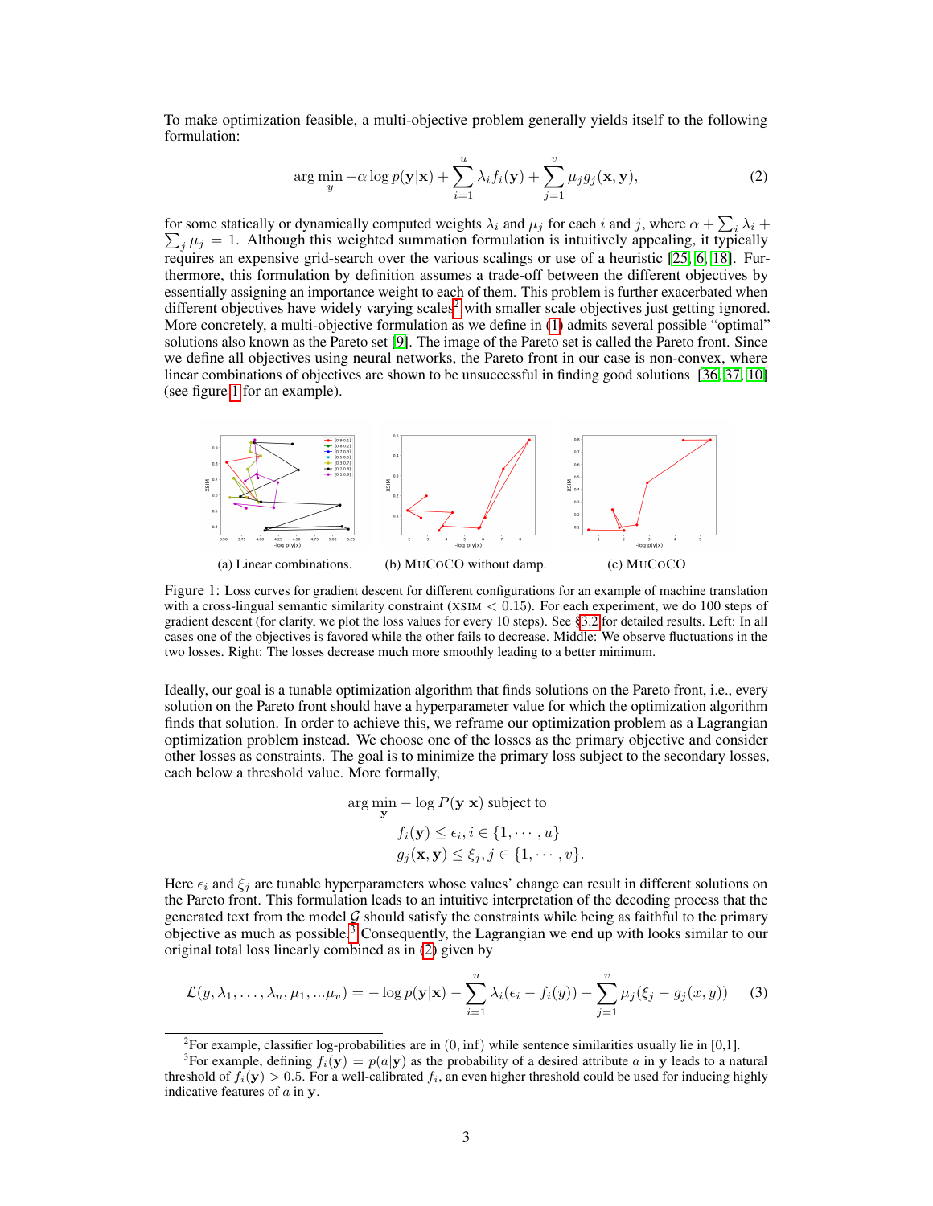To make optimization feasible, a multi-objective problem generally yields itself to the following formulation:

$$\arg\min_{y} -\alpha \log p(\mathbf{y}|\mathbf{x}) + \sum_{i=1}^{u} \lambda_i f_i(\mathbf{y}) + \sum_{j=1}^{v} \mu_j g_j(\mathbf{x}, \mathbf{y}), \tag{2}$$

for some statically or dynamically computed weights $\lambda_i$ and $\mu_j$ for each $i$ and $j$, where $\alpha + \sum_i \lambda_i + \sum_j \mu_j = 1$. Although this weighted summation formulation is intuitively appealing, it typically requires an expensive grid-search over the various scalings or use of a heuristic [25, 6, 18]. Furthermore, this formulation by definition assumes a trade-off between the different objectives by essentially assigning an importance weight to each of them. This problem is further exacerbated when different objectives have widely varying scales[2] with smaller scale objectives just getting ignored. More concretely, a multi-objective formulation as we define in (1) admits several possible "optimal" solutions also known as the Pareto set [9]. The image of the Pareto set is called the Pareto front. Since we define all objectives using neural networks, the Pareto front in our case is non-convex, where linear combinations of objectives are shown to be unsuccessful in finding good solutions [36, 37, 10] (see figure 1 for an example).

(a) Linear combinations. (b) MuCoCo without damp. (c) MuCoCo

Figure 1: Loss curves for gradient descent for different configurations for an example of machine translation with a cross-lingual semantic similarity constraint (XSIM $< 0.15$). For each experiment, we do 100 steps of gradient descent (for clarity, we plot the loss values for every 10 steps). See §3.2 for detailed results. Left: In all cases one of the objectives is favored while the other fails to decrease. Middle: We observe fluctuations in the two losses. Right: The losses decrease much more smoothly leading to a better minimum.

Ideally, our goal is a tunable optimization algorithm that finds solutions on the Pareto front, i.e., every solution on the Pareto front should have a hyperparameter value for which the optimization algorithm finds that solution. In order to achieve this, we reframe our optimization problem as a Lagrangian optimization problem instead. We choose one of the losses as the primary objective and consider other losses as constraints. The goal is to minimize the primary loss subject to the secondary losses, each below a threshold value. More formally,

$$\begin{aligned} &\arg\min_{\mathbf{y}} -\log P(\mathbf{y}|\mathbf{x}) \text{ subject to} \\ &f_i(\mathbf{y}) \le \epsilon_i, i \in \{1, \cdots, u\} \\ &g_j(\mathbf{x}, \mathbf{y}) \le \xi_j, j \in \{1, \cdots, v\}. \end{aligned}$$

Here $\epsilon_i$ and $\xi_j$ are tunable hyperparameters whose values' change can result in different solutions on the Pareto front. This formulation leads to an intuitive interpretation of the decoding process that the generated text from the model $\mathcal{G}$ should satisfy the constraints while being as faithful to the primary objective as much as possible.[3] Consequently, the Lagrangian we end up with looks similar to our original total loss linearly combined as in (2) given by

$$\mathcal{L}(y, \lambda_1, \ldots, \lambda_u, \mu_1, \ldots \mu_v) = -\log p(\mathbf{y}|\mathbf{x}) - \sum_{i=1}^{u} \lambda_i(\epsilon_i - f_i(y)) - \sum_{j=1}^{v} \mu_j(\xi_j - g_j(x, y)) \tag{3}$$

[2] For example, classifier log-probabilities are in $(0, \inf)$ while sentence similarities usually lie in [0,1].

[3] For example, defining $f_i(\mathbf{y}) = p(a|\mathbf{y})$ as the probability of a desired attribute $a$ in $\mathbf{y}$ leads to a natural threshold of $f_i(\mathbf{y}) > 0.5$. For a well-calibrated $f_i$, an even higher threshold could be used for inducing highly indicative features of $a$ in $\mathbf{y}$.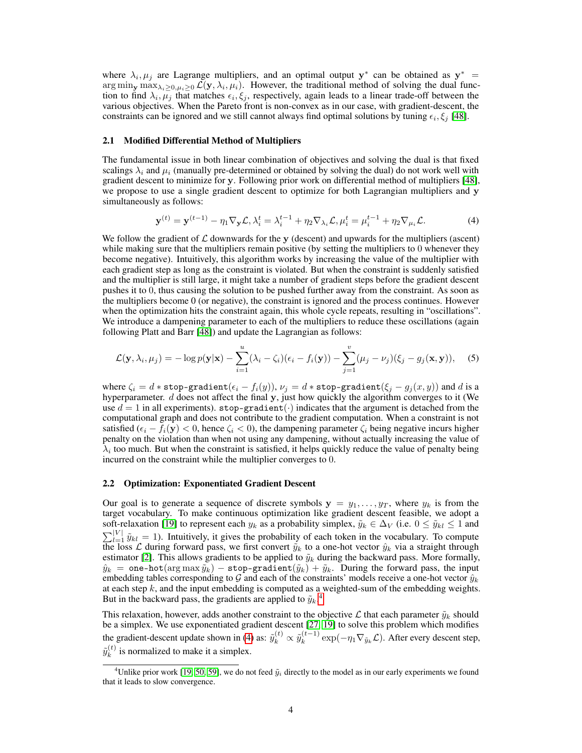where $\lambda_i, \mu_j$ are Lagrange multipliers, and an optimal output $\mathbf{y}^*$ can be obtained as $\mathbf{y}^* = \arg\min_{\mathbf{y}} \max_{\lambda_i \geq 0, \mu_i \geq 0} \mathcal{L}(\mathbf{y}, \lambda_i, \mu_i)$. However, the traditional method of solving the dual function to find $\lambda_i, \mu_j$ that matches $\epsilon_i, \xi_j$, respectively, again leads to a linear trade-off between the various objectives. When the Pareto front is non-convex as in our case, with gradient-descent, the constraints can be ignored and we still cannot always find optimal solutions by tuning $\epsilon_i, \xi_j$ [48].

### 2.1 Modified Differential Method of Multipliers

The fundamental issue in both linear combination of objectives and solving the dual is that fixed scalings $\lambda_i$ and $\mu_i$ (manually pre-determined or obtained by solving the dual) do not work well with gradient descent to minimize for $\mathbf{y}$. Following prior work on differential method of multipliers [48], we propose to use a single gradient descent to optimize for both Lagrangian multipliers and $\mathbf{y}$ simultaneously as follows:

$$\mathbf{y}^{(t)} = \mathbf{y}^{(t-1)} - \eta_1 \nabla_{\mathbf{y}} \mathcal{L}, \lambda_i^t = \lambda_i^{t-1} + \eta_2 \nabla_{\lambda_i} \mathcal{L}, \mu_i^t = \mu_i^{t-1} + \eta_2 \nabla_{\mu_i} \mathcal{L}. \tag{4}$$

We follow the gradient of $\mathcal{L}$ downwards for the $\mathbf{y}$ (descent) and upwards for the multipliers (ascent) while making sure that the multipliers remain positive (by setting the multipliers to 0 whenever they become negative). Intuitively, this algorithm works by increasing the value of the multiplier with each gradient step as long as the constraint is violated. But when the constraint is suddenly satisfied and the multiplier is still large, it might take a number of gradient steps before the gradient descent pushes it to 0, thus causing the solution to be pushed further away from the constraint. As soon as the multipliers become 0 (or negative), the constraint is ignored and the process continues. However when the optimization hits the constraint again, this whole cycle repeats, resulting in "oscillations". We introduce a dampening parameter to each of the multipliers to reduce these oscillations (again following Platt and Barr [48]) and update the Lagrangian as follows:

$$\mathcal{L}(\mathbf{y}, \lambda_i, \mu_j) = -\log p(\mathbf{y}|\mathbf{x}) - \sum_{i=1}^{u} (\lambda_i - \zeta_i)(\epsilon_i - f_i(\mathbf{y})) - \sum_{j=1}^{v} (\mu_j - \nu_j)(\xi_j - g_j(\mathbf{x}, \mathbf{y})), \tag{5}$$

where $\zeta_i = d * \texttt{stop-gradient}(\epsilon_i - f_i(y))$, $\nu_j = d * \texttt{stop-gradient}(\xi_j - g_j(x, y))$ and $d$ is a hyperparameter. $d$ does not affect the final $\mathbf{y}$, just how quickly the algorithm converges to it (We use $d = 1$ in all experiments). $\texttt{stop-gradient}(\cdot)$ indicates that the argument is detached from the computational graph and does not contribute to the gradient computation. When a constraint is not satisfied ($\epsilon_i - f_i(\mathbf{y}) < 0$, hence $\zeta_i < 0$), the dampening parameter $\zeta_i$ being negative incurs higher penalty on the violation than when not using any dampening, without actually increasing the value of $\lambda_i$ too much. But when the constraint is satisfied, it helps quickly reduce the value of penalty being incurred on the constraint while the multiplier converges to 0.

### 2.2 Optimization: Exponentiated Gradient Descent

Our goal is to generate a sequence of discrete symbols $\mathbf{y} = y_1, \ldots, y_T$, where $y_k$ is from the target vocabulary. To make continuous optimization like gradient descent feasible, we adopt a soft-relaxation [19] to represent each $y_k$ as a probability simplex, $\tilde{y}_k \in \Delta_V$ (i.e. $0 \leq \tilde{y}_{kl} \leq 1$ and $\sum_{l=1}^{|V|} \tilde{y}_{kl} = 1$). Intuitively, it gives the probability of each token in the vocabulary. To compute the loss $\mathcal{L}$ during forward pass, we first convert $\tilde{y}_k$ to a one-hot vector $\hat{y}_k$ via a straight through estimator [2]. This allows gradients to be applied to $\tilde{y}_k$ during the backward pass. More formally, $\hat{y}_k = \texttt{one-hot}(\arg\max \tilde{y}_k) - \texttt{stop-gradient}(\tilde{y}_k) + \tilde{y}_k$. During the forward pass, the input embedding tables corresponding to $\mathcal{G}$ and each of the constraints' models receive a one-hot vector $\hat{y}_k$ at each step $k$, and the input embedding is computed as a weighted-sum of the embedding weights. But in the backward pass, the gradients are applied to $\tilde{y}_k$.[4]

This relaxation, however, adds another constraint to the objective $\mathcal{L}$ that each parameter $\tilde{y}_k$ should be a simplex. We use exponentiated gradient descent [27, 19] to solve this problem which modifies the gradient-descent update shown in (4) as: $\tilde{y}_k^{(t)} \propto \tilde{y}_k^{(t-1)} \exp(-\eta_1 \nabla_{\tilde{y}_k} \mathcal{L})$. After every descent step, $\tilde{y}_k^{(t)}$ is normalized to make it a simplex.

[4] Unlike prior work [19, 50, 59], we do not feed $\tilde{y}_i$ directly to the model as in our early experiments we found that it leads to slow convergence.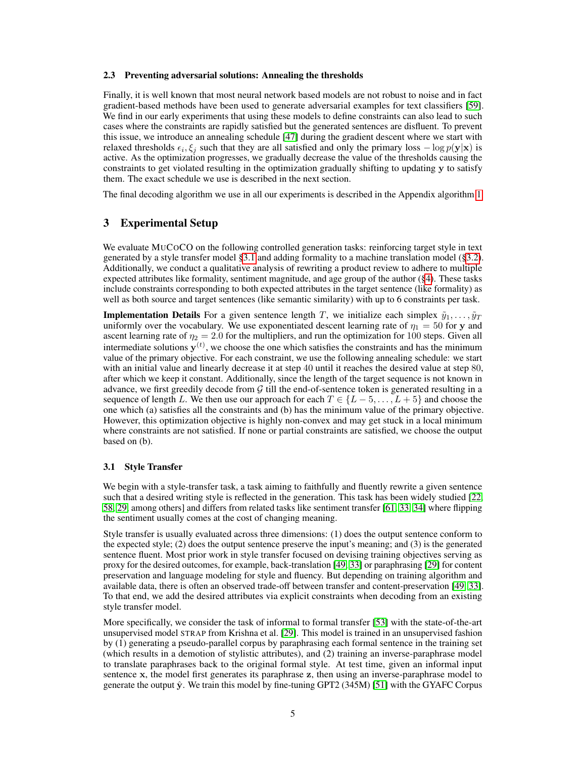### 2.3 Preventing adversarial solutions: Annealing the thresholds

Finally, it is well known that most neural network based models are not robust to noise and in fact gradient-based methods have been used to generate adversarial examples for text classifiers [59]. We find in our early experiments that using these models to define constraints can also lead to such cases where the constraints are rapidly satisfied but the generated sentences are disfluent. To prevent this issue, we introduce an annealing schedule [47] during the gradient descent where we start with relaxed thresholds $\epsilon_i, \xi_j$ such that they are all satisfied and only the primary loss $-\log p(\mathbf{y}|\mathbf{x})$ is active. As the optimization progresses, we gradually decrease the value of the thresholds causing the constraints to get violated resulting in the optimization gradually shifting to updating $\mathbf{y}$ to satisfy them. The exact schedule we use is described in the next section.

The final decoding algorithm we use in all our experiments is described in the Appendix algorithm 1.

## 3 Experimental Setup

We evaluate MUCOCO on the following controlled generation tasks: reinforcing target style in text generated by a style transfer model §3.1 and adding formality to a machine translation model (§3.2). Additionally, we conduct a qualitative analysis of rewriting a product review to adhere to multiple expected attributes like formality, sentiment magnitude, and age group of the author (§4). These tasks include constraints corresponding to both expected attributes in the target sentence (like formality) as well as both source and target sentences (like semantic similarity) with up to 6 constraints per task.

**Implementation Details** For a given sentence length $T$, we initialize each simplex $\tilde{y}_1, \ldots, \tilde{y}_T$ uniformly over the vocabulary. We use exponentiated descent learning rate of $\eta_1 = 50$ for $\mathbf{y}$ and ascent learning rate of $\eta_2 = 2.0$ for the multipliers, and run the optimization for 100 steps. Given all intermediate solutions $\mathbf{y}^{(t)}$, we choose the one which satisfies the constraints and has the minimum value of the primary objective. For each constraint, we use the following annealing schedule: we start with an initial value and linearly decrease it at step 40 until it reaches the desired value at step 80, after which we keep it constant. Additionally, since the length of the target sequence is not known in advance, we first greedily decode from $\mathcal{G}$ till the end-of-sentence token is generated resulting in a sequence of length $L$. We then use our approach for each $T \in \{L-5, \ldots, L+5\}$ and choose the one which (a) satisfies all the constraints and (b) has the minimum value of the primary objective. However, this optimization objective is highly non-convex and may get stuck in a local minimum where constraints are not satisfied. If none or partial constraints are satisfied, we choose the output based on (b).

### 3.1 Style Transfer

We begin with a style-transfer task, a task aiming to faithfully and fluently rewrite a given sentence such that a desired writing style is reflected in the generation. This task has been widely studied [22, 58, 29, among others] and differs from related tasks like sentiment transfer [61, 33, 34] where flipping the sentiment usually comes at the cost of changing meaning.

Style transfer is usually evaluated across three dimensions: (1) does the output sentence conform to the expected style; (2) does the output sentence preserve the input's meaning; and (3) is the generated sentence fluent. Most prior work in style transfer focused on devising training objectives serving as proxy for the desired outcomes, for example, back-translation [49, 33] or paraphrasing [29] for content preservation and language modeling for style and fluency. But depending on training algorithm and available data, there is often an observed trade-off between transfer and content-preservation [49, 33]. To that end, we add the desired attributes via explicit constraints when decoding from an existing style transfer model.

More specifically, we consider the task of informal to formal transfer [53] with the state-of-the-art unsupervised model STRAP from Krishna et al. [29]. This model is trained in an unsupervised fashion by (1) generating a pseudo-parallel corpus by paraphrasing each formal sentence in the training set (which results in a demotion of stylistic attributes), and (2) training an inverse-paraphrase model to translate paraphrases back to the original formal style. At test time, given an informal input sentence $\mathbf{x}$, the model first generates its paraphrase $\mathbf{z}$, then using an inverse-paraphrase model to generate the output $\hat{\mathbf{y}}$. We train this model by fine-tuning GPT2 (345M) [51] with the GYAFC Corpus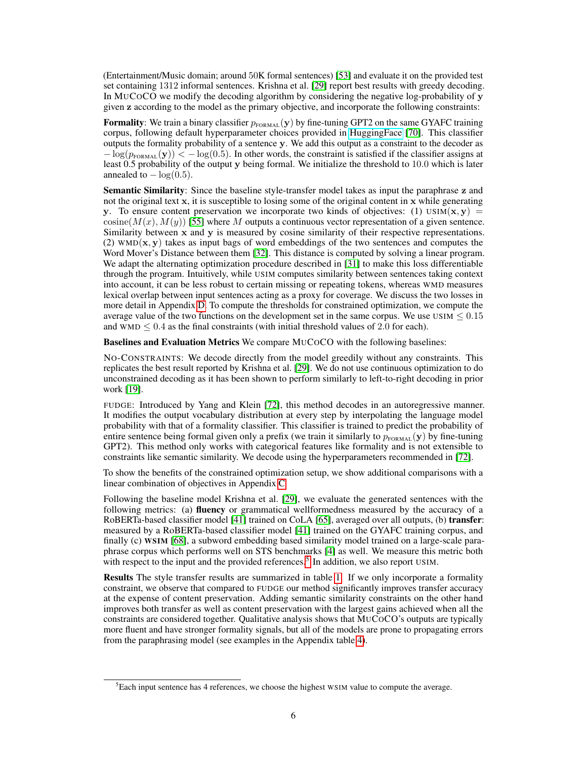(Entertainment/Music domain; around 50K formal sentences) [53] and evaluate it on the provided test set containing 1312 informal sentences. Krishna et al. [29] report best results with greedy decoding. In MuCoCo we modify the decoding algorithm by considering the negative log-probability of $\mathbf{y}$ given $\mathbf{z}$ according to the model as the primary objective, and incorporate the following constraints:

**Formality**: We train a binary classifier $p_{\text{FORMAL}}(\mathbf{y})$ by fine-tuning GPT2 on the same GYAFC training corpus, following default hyperparameter choices provided in HuggingFace [70]. This classifier outputs the formality probability of a sentence $\mathbf{y}$. We add this output as a constraint to the decoder as $-\log(p_{\text{FORMAL}}(\mathbf{y})) < -\log(0.5)$. In other words, the constraint is satisfied if the classifier assigns at least 0.5 probability of the output $\mathbf{y}$ being formal. We initialize the threshold to 10.0 which is later annealed to $-\log(0.5)$.

**Semantic Similarity**: Since the baseline style-transfer model takes as input the paraphrase $\mathbf{z}$ and not the original text $\mathbf{x}$, it is susceptible to losing some of the original content in $\mathbf{x}$ while generating $\mathbf{y}$. To ensure content preservation we incorporate two kinds of objectives: (1) $\text{USIM}(\mathbf{x}, \mathbf{y}) = \text{cosine}(M(x), M(y))$ [55] where $M$ outputs a continuous vector representation of a given sentence. Similarity between $\mathbf{x}$ and $\mathbf{y}$ is measured by cosine similarity of their respective representations. (2) $\text{WMD}(\mathbf{x}, \mathbf{y})$ takes as input bags of word embeddings of the two sentences and computes the Word Mover's Distance between them [32]. This distance is computed by solving a linear program. We adapt the alternating optimization procedure described in [31] to make this loss differentiable through the program. Intuitively, while USIM computes similarity between sentences taking context into account, it can be less robust to certain missing or repeating tokens, whereas WMD measures lexical overlap between input sentences acting as a proxy for coverage. We discuss the two losses in more detail in Appendix D. To compute the thresholds for constrained optimization, we compute the average value of the two functions on the development set in the same corpus. We use $\text{USIM} \leq 0.15$ and $\text{WMD} \leq 0.4$ as the final constraints (with initial threshold values of 2.0 for each).

**Baselines and Evaluation Metrics** We compare MuCoCo with the following baselines:

No-Constraints: We decode directly from the model greedily without any constraints. This replicates the best result reported by Krishna et al. [29]. We do not use continuous optimization to do unconstrained decoding as it has been shown to perform similarly to left-to-right decoding in prior work [19].

FUDGE: Introduced by Yang and Klein [72], this method decodes in an autoregressive manner. It modifies the output vocabulary distribution at every step by interpolating the language model probability with that of a formality classifier. This classifier is trained to predict the probability of entire sentence being formal given only a prefix (we train it similarly to $p_{\text{FORMAL}}(\mathbf{y})$ by fine-tuning GPT2). This method only works with categorical features like formality and is not extensible to constraints like semantic similarity. We decode using the hyperparameters recommended in [72].

To show the benefits of the constrained optimization setup, we show additional comparisons with a linear combination of objectives in Appendix C.

Following the baseline model Krishna et al. [29], we evaluate the generated sentences with the following metrics: (a) **fluency** or grammatical wellformedness measured by the accuracy of a RoBERTa-based classifier model [41] trained on CoLA [65], averaged over all outputs, (b) **transfer**: measured by a RoBERTa-based classifier model [41] trained on the GYAFC training corpus, and finally (c) **WSIM** [68], a subword embedding based similarity model trained on a large-scale paraphrase corpus which performs well on STS benchmarks [4] as well. We measure this metric both with respect to the input and the provided references.[5] In addition, we also report USIM.

**Results** The style transfer results are summarized in table 1. If we only incorporate a formality constraint, we observe that compared to FUDGE our method significantly improves transfer accuracy at the expense of content preservation. Adding semantic similarity constraints on the other hand improves both transfer as well as content preservation with the largest gains achieved when all the constraints are considered together. Qualitative analysis shows that MuCoCo's outputs are typically more fluent and have stronger formality signals, but all of the models are prone to propagating errors from the paraphrasing model (see examples in the Appendix table 4).

[5] Each input sentence has 4 references, we choose the highest WSIM value to compute the average.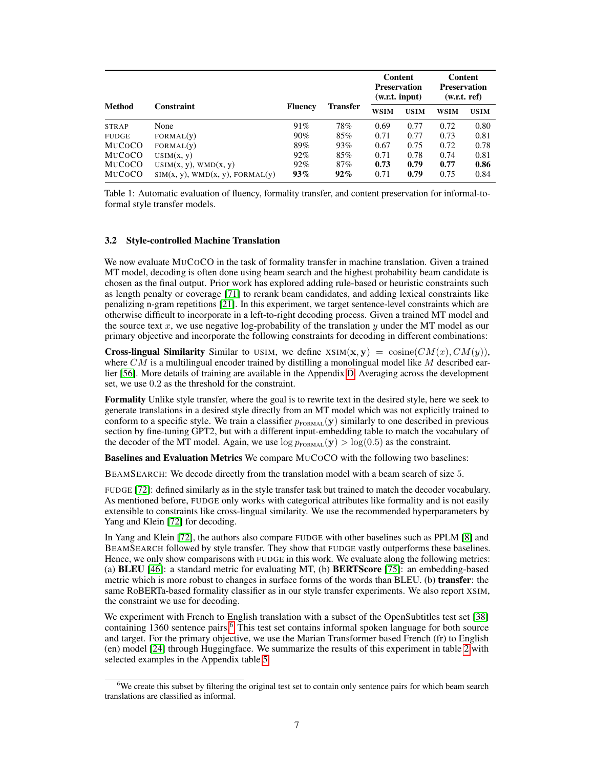| Method | Constraint | Fluency | Transfer | Content Preservation (w.r.t. input) | | Content Preservation (w.r.t. ref) | |
|---|---|---|---|---|---|---|---|
| | | | | WSIM | USIM | WSIM | USIM |
| STRAP | None | 91% | 78% | 0.69 | 0.77 | 0.72 | 0.80 |
| FUDGE | FORMAL(y) | 90% | 85% | 0.71 | 0.77 | 0.73 | 0.81 |
| MuCoCO | FORMAL(y) | 89% | 93% | 0.67 | 0.75 | 0.72 | 0.78 |
| MuCoCO | USIM(x, y) | 92% | 85% | 0.71 | 0.78 | 0.74 | 0.81 |
| MuCoCO | USIM(x, y), WMD(x, y) | 92% | 87% | **0.73** | **0.79** | **0.77** | **0.86** |
| MuCoCO | SIM(x, y), WMD(x, y), FORMAL(y) | **93%** | **92%** | 0.71 | **0.79** | 0.75 | 0.84 |

Table 1: Automatic evaluation of fluency, formality transfer, and content preservation for informal-to-formal style transfer models.

### 3.2 Style-controlled Machine Translation

We now evaluate MuCoCO in the task of formality transfer in machine translation. Given a trained MT model, decoding is often done using beam search and the highest probability beam candidate is chosen as the final output. Prior work has explored adding rule-based or heuristic constraints such as length penalty or coverage [71] to rerank beam candidates, and adding lexical constraints like penalizing n-gram repetitions [21]. In this experiment, we target sentence-level constraints which are otherwise difficult to incorporate in a left-to-right decoding process. Given a trained MT model and the source text $x$, we use negative log-probability of the translation $y$ under the MT model as our primary objective and incorporate the following constraints for decoding in different combinations:

**Cross-lingual Similarity** Similar to USIM, we define $\text{XSIM}(\mathbf{x}, \mathbf{y}) = \text{cosine}(CM(x), CM(y))$, where $CM$ is a multilingual encoder trained by distilling a monolingual model like $M$ described earlier [56]. More details of training are available in the Appendix D. Averaging across the development set, we use $0.2$ as the threshold for the constraint.

**Formality** Unlike style transfer, where the goal is to rewrite text in the desired style, here we seek to generate translations in a desired style directly from an MT model which was not explicitly trained to conform to a specific style. We train a classifier $p_{\text{FORMAL}}(\mathbf{y})$ similarly to one described in previous section by fine-tuning GPT2, but with a different input-embedding table to match the vocabulary of the decoder of the MT model. Again, we use $\log p_{\text{FORMAL}}(\mathbf{y}) > \log(0.5)$ as the constraint.

**Baselines and Evaluation Metrics** We compare MuCoCO with the following two baselines:

BEAMSEARCH: We decode directly from the translation model with a beam search of size 5.

FUDGE [72]: defined similarly as in the style transfer task but trained to match the decoder vocabulary. As mentioned before, FUDGE only works with categorical attributes like formality and is not easily extensible to constraints like cross-lingual similarity. We use the recommended hyperparameters by Yang and Klein [72] for decoding.

In Yang and Klein [72], the authors also compare FUDGE with other baselines such as PPLM [8] and BEAMSEARCH followed by style transfer. They show that FUDGE vastly outperforms these baselines. Hence, we only show comparisons with FUDGE in this work. We evaluate along the following metrics: (a) **BLEU** [46]: a standard metric for evaluating MT, (b) **BERTScore** [75]: an embedding-based metric which is more robust to changes in surface forms of the words than BLEU. (b) **transfer**: the same RoBERTa-based formality classifier as in our style transfer experiments. We also report XSIM, the constraint we use for decoding.

We experiment with French to English translation with a subset of the OpenSubtitles test set [38] containing 1360 sentence pairs.[6] This test set contains informal spoken language for both source and target. For the primary objective, we use the Marian Transformer based French (fr) to English (en) model [24] through Huggingface. We summarize the results of this experiment in table 2 with selected examples in the Appendix table 5.

[6] We create this subset by filtering the original test set to contain only sentence pairs for which beam search translations are classified as informal.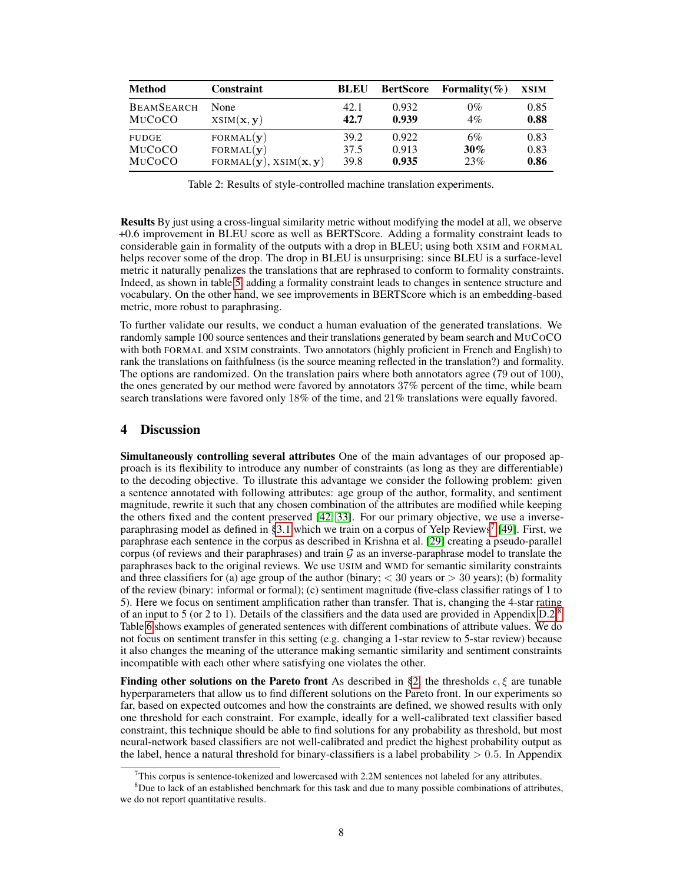| Method | Constraint | BLEU | BertScore | Formality(%) | XSIM |
|---|---|---|---|---|---|
| BEAMSEARCH | None | 42.1 | 0.932 | 0% | 0.85 |
| MUCOCO | XSIM$(\mathbf{x}, \mathbf{y})$ | **42.7** | **0.939** | 4% | **0.88** |
| FUDGE | FORMAL$(\mathbf{y})$ | 39.2 | 0.922 | 6% | 0.83 |
| MUCOCO | FORMAL$(\mathbf{y})$ | 37.5 | 0.913 | **30%** | 0.83 |
| MUCOCO | FORMAL$(\mathbf{y})$, XSIM$(\mathbf{x}, \mathbf{y})$ | 39.8 | **0.935** | 23% | **0.86** |

Table 2: Results of style-controlled machine translation experiments.

**Results** By just using a cross-lingual similarity metric without modifying the model at all, we observe +0.6 improvement in BLEU score as well as BERTScore. Adding a formality constraint leads to considerable gain in formality of the outputs with a drop in BLEU; using both XSIM and FORMAL helps recover some of the drop. The drop in BLEU is unsurprising: since BLEU is a surface-level metric it naturally penalizes the translations that are rephrased to conform to formality constraints. Indeed, as shown in table 5, adding a formality constraint leads to changes in sentence structure and vocabulary. On the other hand, we see improvements in BERTScore which is an embedding-based metric, more robust to paraphrasing.

To further validate our results, we conduct a human evaluation of the generated translations. We randomly sample 100 source sentences and their translations generated by beam search and MUCOCO with both FORMAL and XSIM constraints. Two annotators (highly proficient in French and English) to rank the translations on faithfulness (is the source meaning reflected in the translation?) and formality. The options are randomized. On the translation pairs where both annotators agree (79 out of 100), the ones generated by our method were favored by annotators 37% percent of the time, while beam search translations were favored only 18% of the time, and 21% translations were equally favored.

## 4 Discussion

**Simultaneously controlling several attributes** One of the main advantages of our proposed approach is its flexibility to introduce any number of constraints (as long as they are differentiable) to the decoding objective. To illustrate this advantage we consider the following problem: given a sentence annotated with following attributes: age group of the author, formality, and sentiment magnitude, rewrite it such that any chosen combination of the attributes are modified while keeping the others fixed and the content preserved [42, 33]. For our primary objective, we use a inverse-paraphrasing model as defined in §3.1 which we train on a corpus of Yelp Reviews[7] [49]. First, we paraphrase each sentence in the corpus as described in Krishna et al. [29] creating a pseudo-parallel corpus (of reviews and their paraphrases) and train $\mathcal{G}$ as an inverse-paraphrase model to translate the paraphrases back to the original reviews. We use USIM and WMD for semantic similarity constraints and three classifiers for (a) age group of the author (binary; $< 30$ years or $> 30$ years); (b) formality of the review (binary: informal or formal); (c) sentiment magnitude (five-class classifier ratings of 1 to 5). Here we focus on sentiment amplification rather than transfer. That is, changing the 4-star rating of an input to 5 (or 2 to 1). Details of the classifiers and the data used are provided in Appendix D.2.[8] Table 6 shows examples of generated sentences with different combinations of attribute values. We do not focus on sentiment transfer in this setting (e.g. changing a 1-star review to 5-star review) because it also changes the meaning of the utterance making semantic similarity and sentiment constraints incompatible with each other where satisfying one violates the other.

**Finding other solutions on the Pareto front** As described in §2, the thresholds $\epsilon, \xi$ are tunable hyperparameters that allow us to find different solutions on the Pareto front. In our experiments so far, based on expected outcomes and how the constraints are defined, we showed results with only one threshold for each constraint. For example, ideally for a well-calibrated text classifier based constraint, this technique should be able to find solutions for any probability as threshold, but most neural-network based classifiers are not well-calibrated and predict the highest probability output as the label, hence a natural threshold for binary-classifiers is a label probability $> 0.5$. In Appendix

[7] This corpus is sentence-tokenized and lowercased with 2.2M sentences not labeled for any attributes.

[8] Due to lack of an established benchmark for this task and due to many possible combinations of attributes, we do not report quantitative results.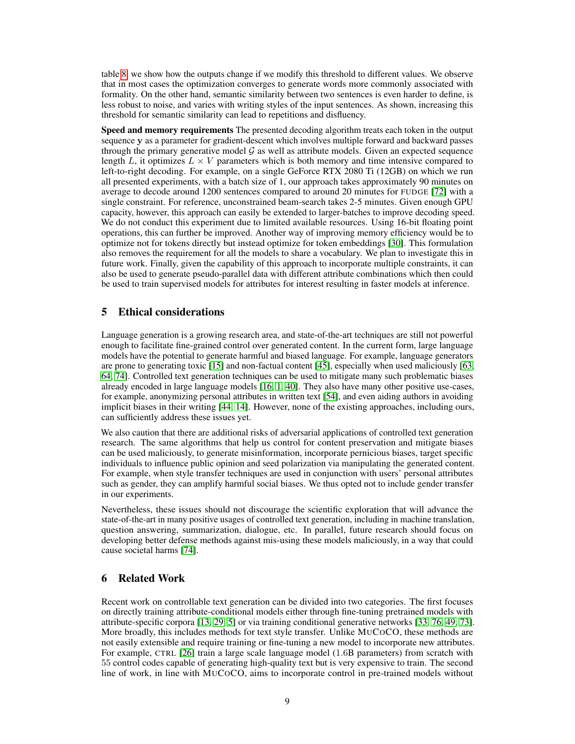table 8, we show how the outputs change if we modify this threshold to different values. We observe that in most cases the optimization converges to generate words more commonly associated with formality. On the other hand, semantic similarity between two sentences is even harder to define, is less robust to noise, and varies with writing styles of the input sentences. As shown, increasing this threshold for semantic similarity can lead to repetitions and disfluency.

**Speed and memory requirements** The presented decoding algorithm treats each token in the output sequence $\mathbf{y}$ as a parameter for gradient-descent which involves multiple forward and backward passes through the primary generative model $\mathcal{G}$ as well as attribute models. Given an expected sequence length $L$, it optimizes $L \times V$ parameters which is both memory and time intensive compared to left-to-right decoding. For example, on a single GeForce RTX 2080 Ti (12GB) on which we run all presented experiments, with a batch size of 1, our approach takes approximately 90 minutes on average to decode around 1200 sentences compared to around 20 minutes for FUDGE [72] with a single constraint. For reference, unconstrained beam-search takes 2-5 minutes. Given enough GPU capacity, however, this approach can easily be extended to larger-batches to improve decoding speed. We do not conduct this experiment due to limited available resources. Using 16-bit floating point operations, this can further be improved. Another way of improving memory efficiency would be to optimize not for tokens directly but instead optimize for token embeddings [30]. This formulation also removes the requirement for all the models to share a vocabulary. We plan to investigate this in future work. Finally, given the capability of this approach to incorporate multiple constraints, it can also be used to generate pseudo-parallel data with different attribute combinations which then could be used to train supervised models for attributes for interest resulting in faster models at inference.

## 5 Ethical considerations

Language generation is a growing research area, and state-of-the-art techniques are still not powerful enough to facilitate fine-grained control over generated content. In the current form, large language models have the potential to generate harmful and biased language. For example, language generators are prone to generating toxic [15] and non-factual content [45], especially when used maliciously [63, 64, 74]. Controlled text generation techniques can be used to mitigate many such problematic biases already encoded in large language models [16, 1, 40]. They also have many other positive use-cases, for example, anonymizing personal attributes in written text [54], and even aiding authors in avoiding implicit biases in their writing [44, 14]. However, none of the existing approaches, including ours, can sufficiently address these issues yet.

We also caution that there are additional risks of adversarial applications of controlled text generation research. The same algorithms that help us control for content preservation and mitigate biases can be used maliciously, to generate misinformation, incorporate pernicious biases, target specific individuals to influence public opinion and seed polarization via manipulating the generated content. For example, when style transfer techniques are used in conjunction with users' personal attributes such as gender, they can amplify harmful social biases. We thus opted not to include gender transfer in our experiments.

Nevertheless, these issues should not discourage the scientific exploration that will advance the state-of-the-art in many positive usages of controlled text generation, including in machine translation, question answering, summarization, dialogue, etc. In parallel, future research should focus on developing better defense methods against mis-using these models maliciously, in a way that could cause societal harms [74].

## 6 Related Work

Recent work on controllable text generation can be divided into two categories. The first focuses on directly training attribute-conditional models either through fine-tuning pretrained models with attribute-specific corpora [13, 29, 5] or via training conditional generative networks [33, 76, 49, 73]. More broadly, this includes methods for text style transfer. Unlike MUCOCO, these methods are not easily extensible and require training or fine-tuning a new model to incorporate new attributes. For example, CTRL [26] train a large scale language model (1.6B parameters) from scratch with 55 control codes capable of generating high-quality text but is very expensive to train. The second line of work, in line with MUCOCO, aims to incorporate control in pre-trained models without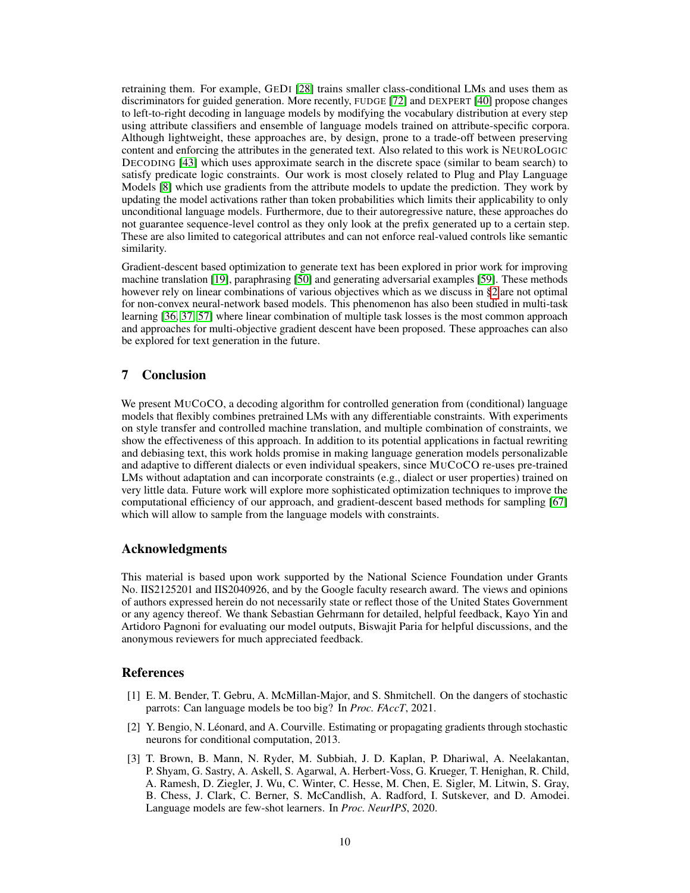retraining them. For example, GeDi [28] trains smaller class-conditional LMs and uses them as discriminators for guided generation. More recently, FUDGE [72] and DEXPERT [40] propose changes to left-to-right decoding in language models by modifying the vocabulary distribution at every step using attribute classifiers and ensemble of language models trained on attribute-specific corpora. Although lightweight, these approaches are, by design, prone to a trade-off between preserving content and enforcing the attributes in the generated text. Also related to this work is NeuroLogic Decoding [43] which uses approximate search in the discrete space (similar to beam search) to satisfy predicate logic constraints. Our work is most closely related to Plug and Play Language Models [8] which use gradients from the attribute models to update the prediction. They work by updating the model activations rather than token probabilities which limits their applicability to only unconditional language models. Furthermore, due to their autoregressive nature, these approaches do not guarantee sequence-level control as they only look at the prefix generated up to a certain step. These are also limited to categorical attributes and can not enforce real-valued controls like semantic similarity.

Gradient-descent based optimization to generate text has been explored in prior work for improving machine translation [19], paraphrasing [50] and generating adversarial examples [59]. These methods however rely on linear combinations of various objectives which as we discuss in §2 are not optimal for non-convex neural-network based models. This phenomenon has also been studied in multi-task learning [36, 37, 57] where linear combination of multiple task losses is the most common approach and approaches for multi-objective gradient descent have been proposed. These approaches can also be explored for text generation in the future.

## 7 Conclusion

We present MuCoCO, a decoding algorithm for controlled generation from (conditional) language models that flexibly combines pretrained LMs with any differentiable constraints. With experiments on style transfer and controlled machine translation, and multiple combination of constraints, we show the effectiveness of this approach. In addition to its potential applications in factual rewriting and debiasing text, this work holds promise in making language generation models personalizable and adaptive to different dialects or even individual speakers, since MuCoCO re-uses pre-trained LMs without adaptation and can incorporate constraints (e.g., dialect or user properties) trained on very little data. Future work will explore more sophisticated optimization techniques to improve the computational efficiency of our approach, and gradient-descent based methods for sampling [67] which will allow to sample from the language models with constraints.

## Acknowledgments

This material is based upon work supported by the National Science Foundation under Grants No. IIS2125201 and IIS2040926, and by the Google faculty research award. The views and opinions of authors expressed herein do not necessarily state or reflect those of the United States Government or any agency thereof. We thank Sebastian Gehrmann for detailed, helpful feedback, Kayo Yin and Artidoro Pagnoni for evaluating our model outputs, Biswajit Paria for helpful discussions, and the anonymous reviewers for much appreciated feedback.

## References

[1] E. M. Bender, T. Gebru, A. McMillan-Major, and S. Shmitchell. On the dangers of stochastic parrots: Can language models be too big? In *Proc. FAccT*, 2021.

[2] Y. Bengio, N. Léonard, and A. Courville. Estimating or propagating gradients through stochastic neurons for conditional computation, 2013.

[3] T. Brown, B. Mann, N. Ryder, M. Subbiah, J. D. Kaplan, P. Dhariwal, A. Neelakantan, P. Shyam, G. Sastry, A. Askell, S. Agarwal, A. Herbert-Voss, G. Krueger, T. Henighan, R. Child, A. Ramesh, D. Ziegler, J. Wu, C. Winter, C. Hesse, M. Chen, E. Sigler, M. Litwin, S. Gray, B. Chess, J. Clark, C. Berner, S. McCandlish, A. Radford, I. Sutskever, and D. Amodei. Language models are few-shot learners. In *Proc. NeurIPS*, 2020.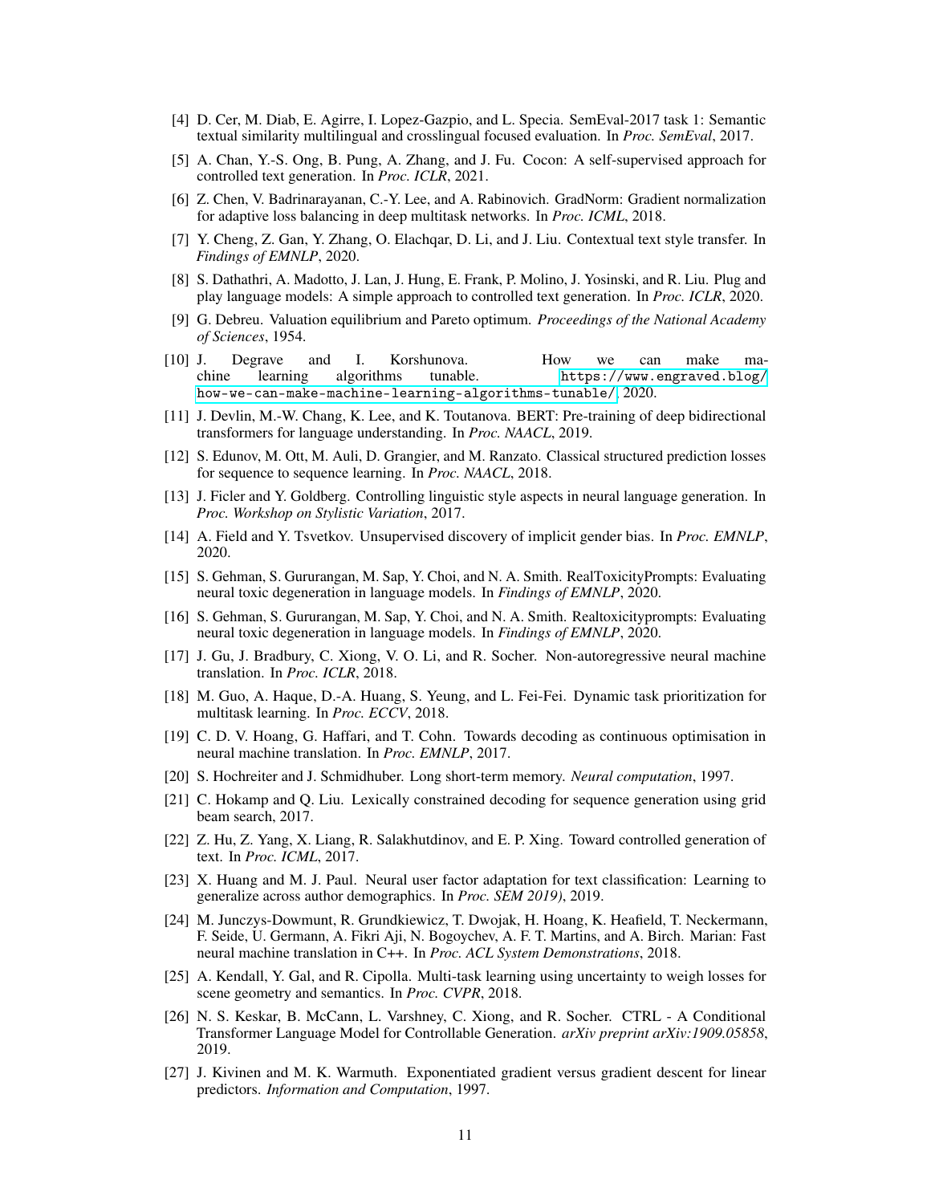[4] D. Cer, M. Diab, E. Agirre, I. Lopez-Gazpio, and L. Specia. SemEval-2017 task 1: Semantic textual similarity multilingual and crosslingual focused evaluation. In *Proc. SemEval*, 2017.

[5] A. Chan, Y.-S. Ong, B. Pung, A. Zhang, and J. Fu. Cocon: A self-supervised approach for controlled text generation. In *Proc. ICLR*, 2021.

[6] Z. Chen, V. Badrinarayanan, C.-Y. Lee, and A. Rabinovich. GradNorm: Gradient normalization for adaptive loss balancing in deep multitask networks. In *Proc. ICML*, 2018.

[7] Y. Cheng, Z. Gan, Y. Zhang, O. Elachqar, D. Li, and J. Liu. Contextual text style transfer. In *Findings of EMNLP*, 2020.

[8] S. Dathathri, A. Madotto, J. Lan, J. Hung, E. Frank, P. Molino, J. Yosinski, and R. Liu. Plug and play language models: A simple approach to controlled text generation. In *Proc. ICLR*, 2020.

[9] G. Debreu. Valuation equilibrium and Pareto optimum. *Proceedings of the National Academy of Sciences*, 1954.

[10] J. Degrave and I. Korshunova. How we can make machine learning algorithms tunable. https://www.engraved.blog/how-we-can-make-machine-learning-algorithms-tunable/, 2020.

[11] J. Devlin, M.-W. Chang, K. Lee, and K. Toutanova. BERT: Pre-training of deep bidirectional transformers for language understanding. In *Proc. NAACL*, 2019.

[12] S. Edunov, M. Ott, M. Auli, D. Grangier, and M. Ranzato. Classical structured prediction losses for sequence to sequence learning. In *Proc. NAACL*, 2018.

[13] J. Ficler and Y. Goldberg. Controlling linguistic style aspects in neural language generation. In *Proc. Workshop on Stylistic Variation*, 2017.

[14] A. Field and Y. Tsvetkov. Unsupervised discovery of implicit gender bias. In *Proc. EMNLP*, 2020.

[15] S. Gehman, S. Gururangan, M. Sap, Y. Choi, and N. A. Smith. RealToxicityPrompts: Evaluating neural toxic degeneration in language models. In *Findings of EMNLP*, 2020.

[16] S. Gehman, S. Gururangan, M. Sap, Y. Choi, and N. A. Smith. Realtoxicityprompts: Evaluating neural toxic degeneration in language models. In *Findings of EMNLP*, 2020.

[17] J. Gu, J. Bradbury, C. Xiong, V. O. Li, and R. Socher. Non-autoregressive neural machine translation. In *Proc. ICLR*, 2018.

[18] M. Guo, A. Haque, D.-A. Huang, S. Yeung, and L. Fei-Fei. Dynamic task prioritization for multitask learning. In *Proc. ECCV*, 2018.

[19] C. D. V. Hoang, G. Haffari, and T. Cohn. Towards decoding as continuous optimisation in neural machine translation. In *Proc. EMNLP*, 2017.

[20] S. Hochreiter and J. Schmidhuber. Long short-term memory. *Neural computation*, 1997.

[21] C. Hokamp and Q. Liu. Lexically constrained decoding for sequence generation using grid beam search, 2017.

[22] Z. Hu, Z. Yang, X. Liang, R. Salakhutdinov, and E. P. Xing. Toward controlled generation of text. In *Proc. ICML*, 2017.

[23] X. Huang and M. J. Paul. Neural user factor adaptation for text classification: Learning to generalize across author demographics. In *Proc. SEM 2019)*, 2019.

[24] M. Junczys-Dowmunt, R. Grundkiewicz, T. Dwojak, H. Hoang, K. Heafield, T. Neckermann, F. Seide, U. Germann, A. Fikri Aji, N. Bogoychev, A. F. T. Martins, and A. Birch. Marian: Fast neural machine translation in C++. In *Proc. ACL System Demonstrations*, 2018.

[25] A. Kendall, Y. Gal, and R. Cipolla. Multi-task learning using uncertainty to weigh losses for scene geometry and semantics. In *Proc. CVPR*, 2018.

[26] N. S. Keskar, B. McCann, L. Varshney, C. Xiong, and R. Socher. CTRL - A Conditional Transformer Language Model for Controllable Generation. *arXiv preprint arXiv:1909.05858*, 2019.

[27] J. Kivinen and M. K. Warmuth. Exponentiated gradient versus gradient descent for linear predictors. *Information and Computation*, 1997.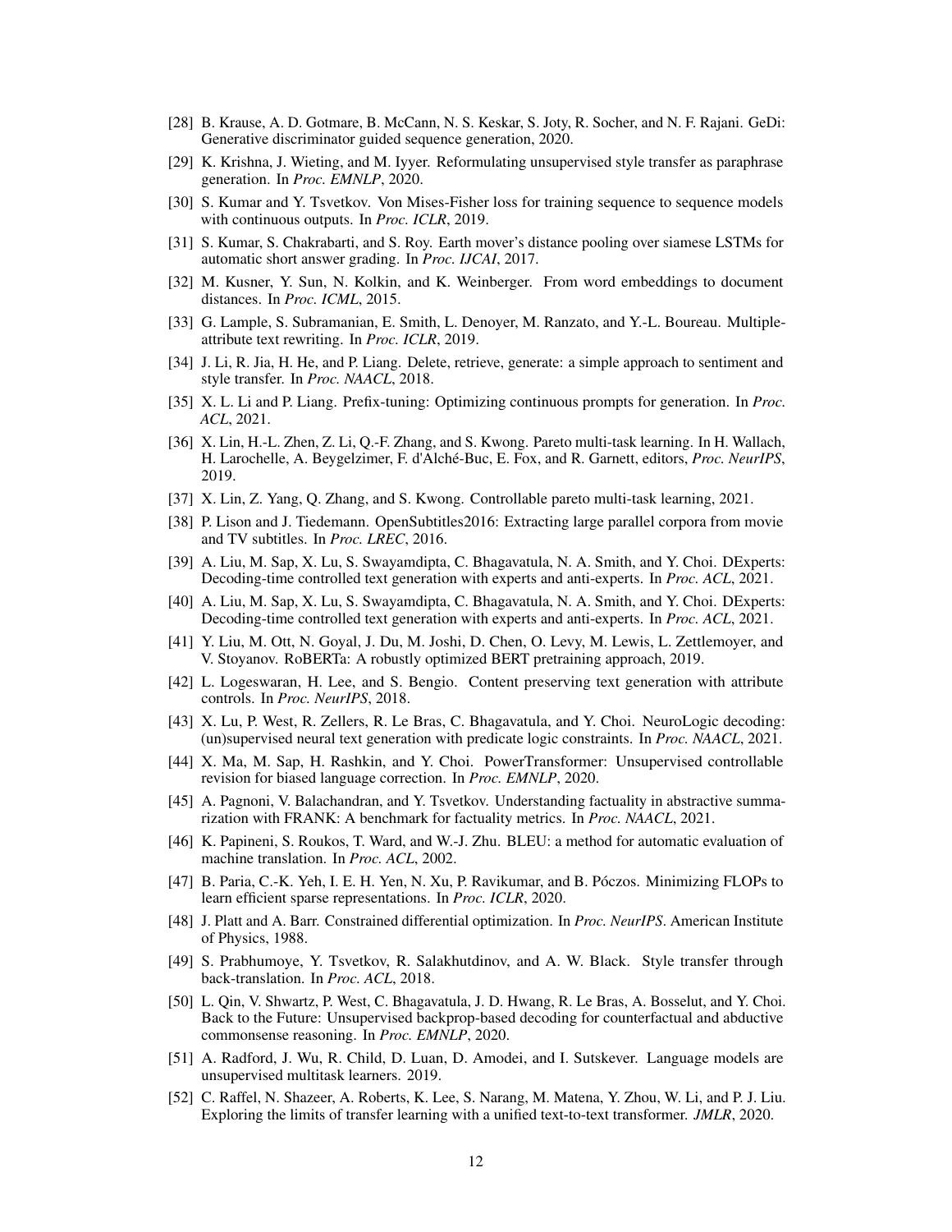[28] B. Krause, A. D. Gotmare, B. McCann, N. S. Keskar, S. Joty, R. Socher, and N. F. Rajani. GeDi: Generative discriminator guided sequence generation, 2020.

[29] K. Krishna, J. Wieting, and M. Iyyer. Reformulating unsupervised style transfer as paraphrase generation. In *Proc. EMNLP*, 2020.

[30] S. Kumar and Y. Tsvetkov. Von Mises-Fisher loss for training sequence to sequence models with continuous outputs. In *Proc. ICLR*, 2019.

[31] S. Kumar, S. Chakrabarti, and S. Roy. Earth mover's distance pooling over siamese LSTMs for automatic short answer grading. In *Proc. IJCAI*, 2017.

[32] M. Kusner, Y. Sun, N. Kolkin, and K. Weinberger. From word embeddings to document distances. In *Proc. ICML*, 2015.

[33] G. Lample, S. Subramanian, E. Smith, L. Denoyer, M. Ranzato, and Y.-L. Boureau. Multiple-attribute text rewriting. In *Proc. ICLR*, 2019.

[34] J. Li, R. Jia, H. He, and P. Liang. Delete, retrieve, generate: a simple approach to sentiment and style transfer. In *Proc. NAACL*, 2018.

[35] X. L. Li and P. Liang. Prefix-tuning: Optimizing continuous prompts for generation. In *Proc. ACL*, 2021.

[36] X. Lin, H.-L. Zhen, Z. Li, Q.-F. Zhang, and S. Kwong. Pareto multi-task learning. In H. Wallach, H. Larochelle, A. Beygelzimer, F. d'Alché-Buc, E. Fox, and R. Garnett, editors, *Proc. NeurIPS*, 2019.

[37] X. Lin, Z. Yang, Q. Zhang, and S. Kwong. Controllable pareto multi-task learning, 2021.

[38] P. Lison and J. Tiedemann. OpenSubtitles2016: Extracting large parallel corpora from movie and TV subtitles. In *Proc. LREC*, 2016.

[39] A. Liu, M. Sap, X. Lu, S. Swayamdipta, C. Bhagavatula, N. A. Smith, and Y. Choi. DExperts: Decoding-time controlled text generation with experts and anti-experts. In *Proc. ACL*, 2021.

[40] A. Liu, M. Sap, X. Lu, S. Swayamdipta, C. Bhagavatula, N. A. Smith, and Y. Choi. DExperts: Decoding-time controlled text generation with experts and anti-experts. In *Proc. ACL*, 2021.

[41] Y. Liu, M. Ott, N. Goyal, J. Du, M. Joshi, D. Chen, O. Levy, M. Lewis, L. Zettlemoyer, and V. Stoyanov. RoBERTa: A robustly optimized BERT pretraining approach, 2019.

[42] L. Logeswaran, H. Lee, and S. Bengio. Content preserving text generation with attribute controls. In *Proc. NeurIPS*, 2018.

[43] X. Lu, P. West, R. Zellers, R. Le Bras, C. Bhagavatula, and Y. Choi. NeuroLogic decoding: (un)supervised neural text generation with predicate logic constraints. In *Proc. NAACL*, 2021.

[44] X. Ma, M. Sap, H. Rashkin, and Y. Choi. PowerTransformer: Unsupervised controllable revision for biased language correction. In *Proc. EMNLP*, 2020.

[45] A. Pagnoni, V. Balachandran, and Y. Tsvetkov. Understanding factuality in abstractive summarization with FRANK: A benchmark for factuality metrics. In *Proc. NAACL*, 2021.

[46] K. Papineni, S. Roukos, T. Ward, and W.-J. Zhu. BLEU: a method for automatic evaluation of machine translation. In *Proc. ACL*, 2002.

[47] B. Paria, C.-K. Yeh, I. E. H. Yen, N. Xu, P. Ravikumar, and B. Póczos. Minimizing FLOPs to learn efficient sparse representations. In *Proc. ICLR*, 2020.

[48] J. Platt and A. Barr. Constrained differential optimization. In *Proc. NeurIPS*. American Institute of Physics, 1988.

[49] S. Prabhumoye, Y. Tsvetkov, R. Salakhutdinov, and A. W. Black. Style transfer through back-translation. In *Proc. ACL*, 2018.

[50] L. Qin, V. Shwartz, P. West, C. Bhagavatula, J. D. Hwang, R. Le Bras, A. Bosselut, and Y. Choi. Back to the Future: Unsupervised backprop-based decoding for counterfactual and abductive commonsense reasoning. In *Proc. EMNLP*, 2020.

[51] A. Radford, J. Wu, R. Child, D. Luan, D. Amodei, and I. Sutskever. Language models are unsupervised multitask learners. 2019.

[52] C. Raffel, N. Shazeer, A. Roberts, K. Lee, S. Narang, M. Matena, Y. Zhou, W. Li, and P. J. Liu. Exploring the limits of transfer learning with a unified text-to-text transformer. *JMLR*, 2020.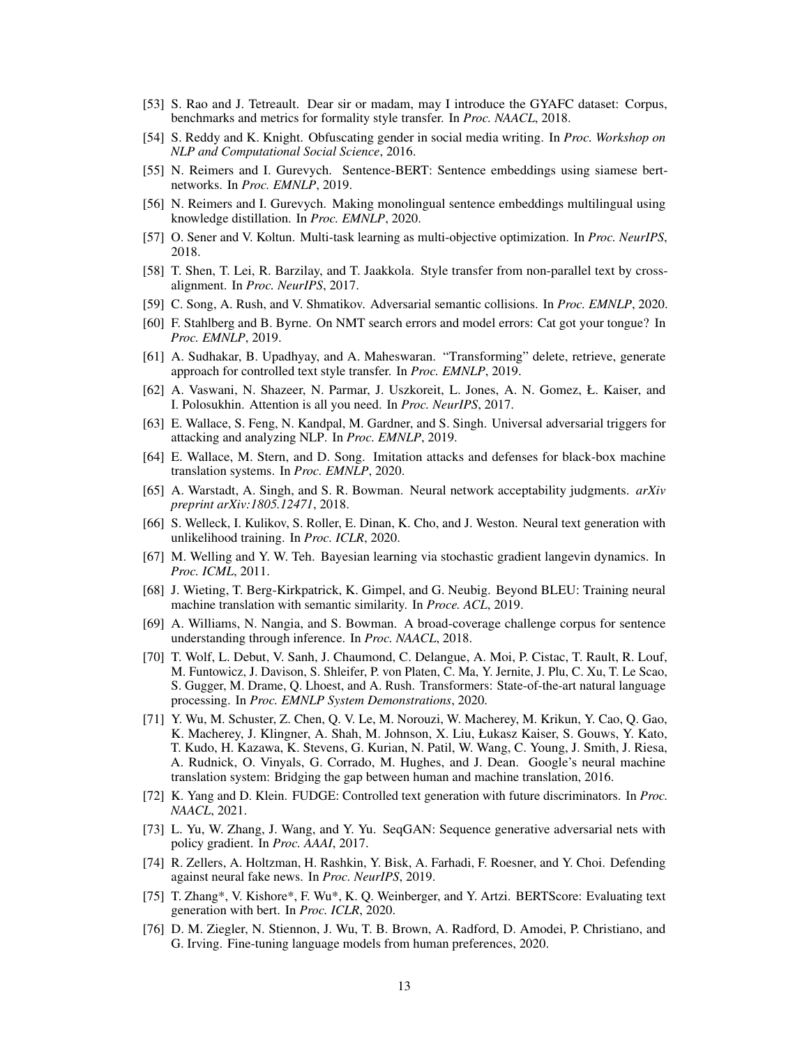[53] S. Rao and J. Tetreault. Dear sir or madam, may I introduce the GYAFC dataset: Corpus, benchmarks and metrics for formality style transfer. In *Proc. NAACL*, 2018.

[54] S. Reddy and K. Knight. Obfuscating gender in social media writing. In *Proc. Workshop on NLP and Computational Social Science*, 2016.

[55] N. Reimers and I. Gurevych. Sentence-BERT: Sentence embeddings using siamese bert-networks. In *Proc. EMNLP*, 2019.

[56] N. Reimers and I. Gurevych. Making monolingual sentence embeddings multilingual using knowledge distillation. In *Proc. EMNLP*, 2020.

[57] O. Sener and V. Koltun. Multi-task learning as multi-objective optimization. In *Proc. NeurIPS*, 2018.

[58] T. Shen, T. Lei, R. Barzilay, and T. Jaakkola. Style transfer from non-parallel text by cross-alignment. In *Proc. NeurIPS*, 2017.

[59] C. Song, A. Rush, and V. Shmatikov. Adversarial semantic collisions. In *Proc. EMNLP*, 2020.

[60] F. Stahlberg and B. Byrne. On NMT search errors and model errors: Cat got your tongue? In *Proc. EMNLP*, 2019.

[61] A. Sudhakar, B. Upadhyay, and A. Maheswaran. "Transforming" delete, retrieve, generate approach for controlled text style transfer. In *Proc. EMNLP*, 2019.

[62] A. Vaswani, N. Shazeer, N. Parmar, J. Uszkoreit, L. Jones, A. N. Gomez, Ł. Kaiser, and I. Polosukhin. Attention is all you need. In *Proc. NeurIPS*, 2017.

[63] E. Wallace, S. Feng, N. Kandpal, M. Gardner, and S. Singh. Universal adversarial triggers for attacking and analyzing NLP. In *Proc. EMNLP*, 2019.

[64] E. Wallace, M. Stern, and D. Song. Imitation attacks and defenses for black-box machine translation systems. In *Proc. EMNLP*, 2020.

[65] A. Warstadt, A. Singh, and S. R. Bowman. Neural network acceptability judgments. *arXiv preprint arXiv:1805.12471*, 2018.

[66] S. Welleck, I. Kulikov, S. Roller, E. Dinan, K. Cho, and J. Weston. Neural text generation with unlikelihood training. In *Proc. ICLR*, 2020.

[67] M. Welling and Y. W. Teh. Bayesian learning via stochastic gradient langevin dynamics. In *Proc. ICML*, 2011.

[68] J. Wieting, T. Berg-Kirkpatrick, K. Gimpel, and G. Neubig. Beyond BLEU: Training neural machine translation with semantic similarity. In *Proce. ACL*, 2019.

[69] A. Williams, N. Nangia, and S. Bowman. A broad-coverage challenge corpus for sentence understanding through inference. In *Proc. NAACL*, 2018.

[70] T. Wolf, L. Debut, V. Sanh, J. Chaumond, C. Delangue, A. Moi, P. Cistac, T. Rault, R. Louf, M. Funtowicz, J. Davison, S. Shleifer, P. von Platen, C. Ma, Y. Jernite, J. Plu, C. Xu, T. Le Scao, S. Gugger, M. Drame, Q. Lhoest, and A. Rush. Transformers: State-of-the-art natural language processing. In *Proc. EMNLP System Demonstrations*, 2020.

[71] Y. Wu, M. Schuster, Z. Chen, Q. V. Le, M. Norouzi, W. Macherey, M. Krikun, Y. Cao, Q. Gao, K. Macherey, J. Klingner, A. Shah, M. Johnson, X. Liu, Łukasz Kaiser, S. Gouws, Y. Kato, T. Kudo, H. Kazawa, K. Stevens, G. Kurian, N. Patil, W. Wang, C. Young, J. Smith, J. Riesa, A. Rudnick, O. Vinyals, G. Corrado, M. Hughes, and J. Dean. Google's neural machine translation system: Bridging the gap between human and machine translation, 2016.

[72] K. Yang and D. Klein. FUDGE: Controlled text generation with future discriminators. In *Proc. NAACL*, 2021.

[73] L. Yu, W. Zhang, J. Wang, and Y. Yu. SeqGAN: Sequence generative adversarial nets with policy gradient. In *Proc. AAAI*, 2017.

[74] R. Zellers, A. Holtzman, H. Rashkin, Y. Bisk, A. Farhadi, F. Roesner, and Y. Choi. Defending against neural fake news. In *Proc. NeurIPS*, 2019.

[75] T. Zhang*, V. Kishore*, F. Wu*, K. Q. Weinberger, and Y. Artzi. BERTScore: Evaluating text generation with bert. In *Proc. ICLR*, 2020.

[76] D. M. Ziegler, N. Stiennon, J. Wu, T. B. Brown, A. Radford, D. Amodei, P. Christiano, and G. Irving. Fine-tuning language models from human preferences, 2020.